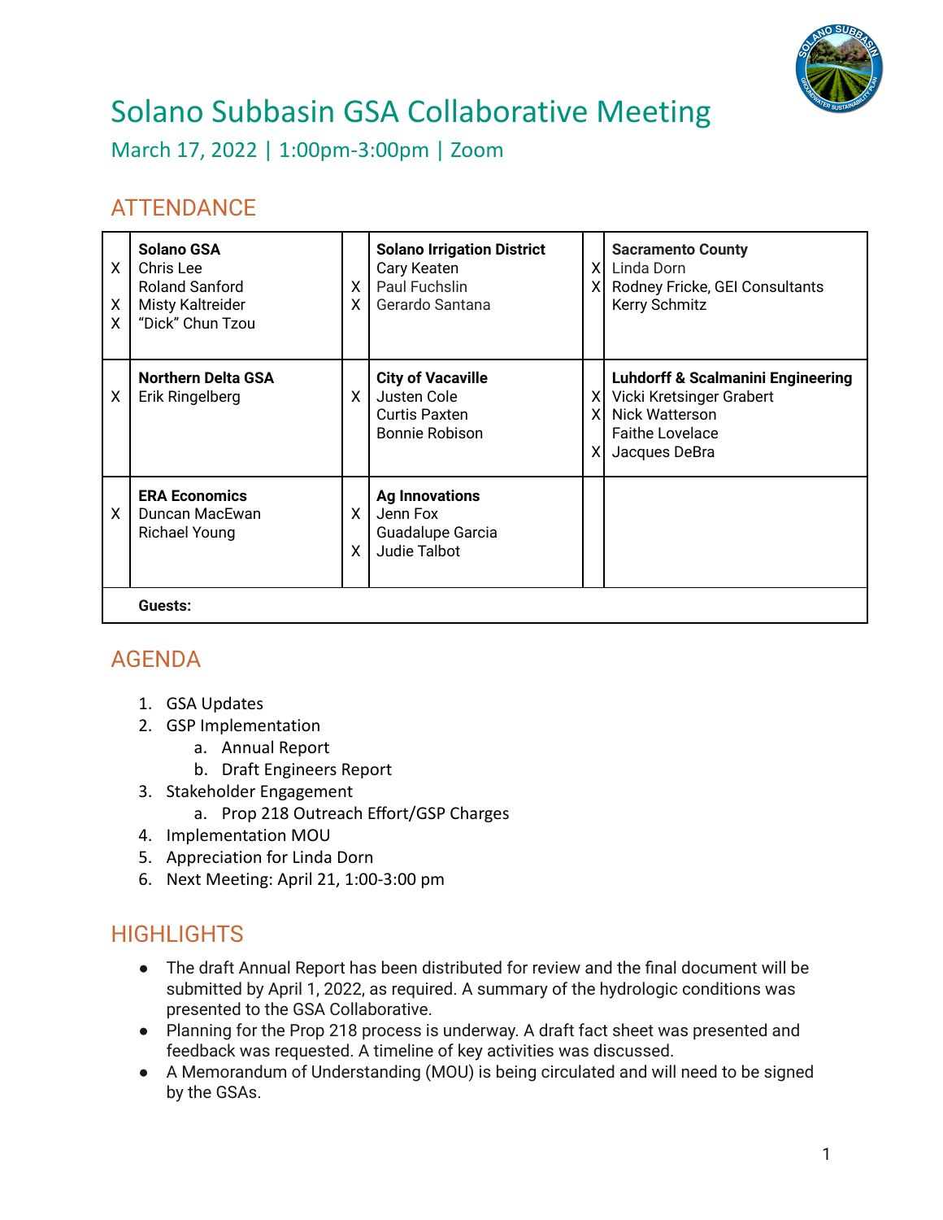# Solano Subbasin GSA Collaborative Meeting

## March 17, 2022 | 1:00pm-3:00pm | Zoom

## ATTENDANCE

| | | | | | |
|---|---|---|---|---|---|
| | **Solano GSA** | | **Solano Irrigation District** | | **Sacramento County** |
| X | Chris Lee | | Cary Keaten | X | Linda Dorn |
| | Roland Sanford | X | Paul Fuchslin | X | Rodney Fricke, GEI Consultants |
| X | Misty Kaltreider | X | Gerardo Santana | | Kerry Schmitz |
| X | "Dick" Chun Tzou | | | | |
| | **Northern Delta GSA** | | **City of Vacaville** | | **Luhdorff & Scalmanini Engineering** |
| X | Erik Ringelberg | X | Justen Cole | X | Vicki Kretsinger Grabert |
| | | | Curtis Paxten | X | Nick Watterson |
| | | | Bonnie Robison | | Faithe Lovelace |
| | | | | X | Jacques DeBra |
| | **ERA Economics** | | **Ag Innovations** | | |
| X | Duncan MacEwan | X | Jenn Fox | | |
| | Richael Young | | Guadalupe Garcia | | |
| | | X | Judie Talbot | | |
| | **Guests:** | | | | |

## AGENDA

1. GSA Updates
2. GSP Implementation
   a. Annual Report
   b. Draft Engineers Report
3. Stakeholder Engagement
   a. Prop 218 Outreach Effort/GSP Charges
4. Implementation MOU
5. Appreciation for Linda Dorn
6. Next Meeting: April 21, 1:00-3:00 pm

## HIGHLIGHTS

- The draft Annual Report has been distributed for review and the final document will be submitted by April 1, 2022, as required. A summary of the hydrologic conditions was presented to the GSA Collaborative.
- Planning for the Prop 218 process is underway. A draft fact sheet was presented and feedback was requested. A timeline of key activities was discussed.
- A Memorandum of Understanding (MOU) is being circulated and will need to be signed by the GSAs.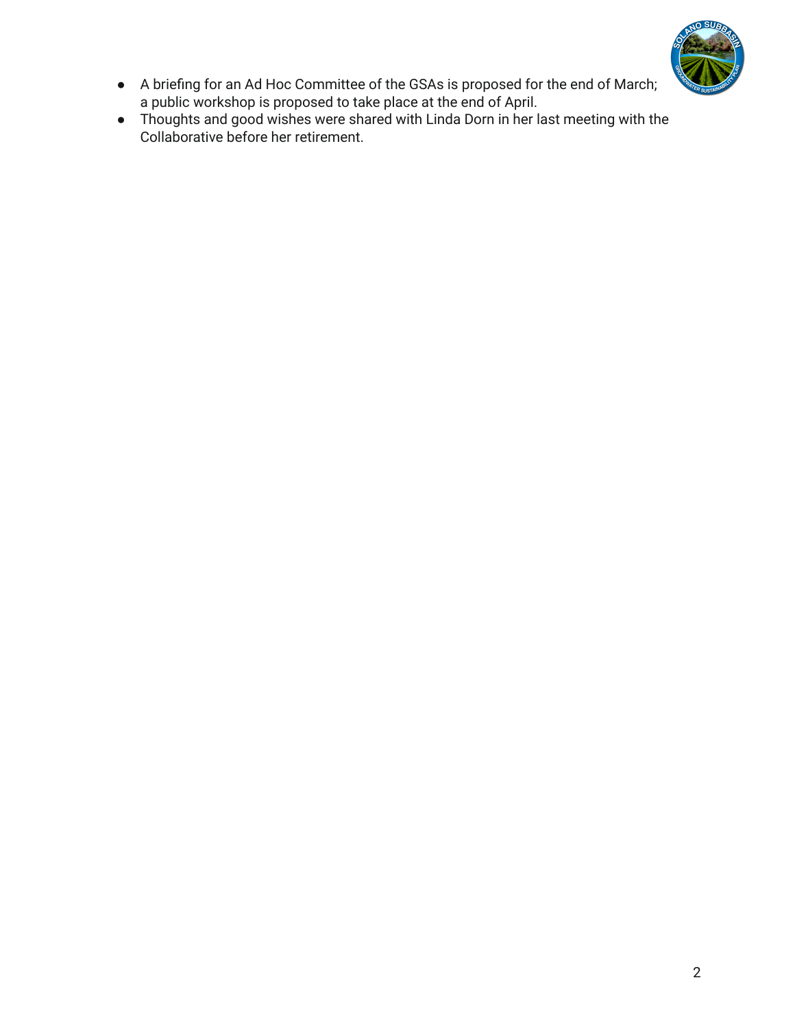- A briefing for an Ad Hoc Committee of the GSAs is proposed for the end of March; a public workshop is proposed to take place at the end of April.
- Thoughts and good wishes were shared with Linda Dorn in her last meeting with the Collaborative before her retirement.